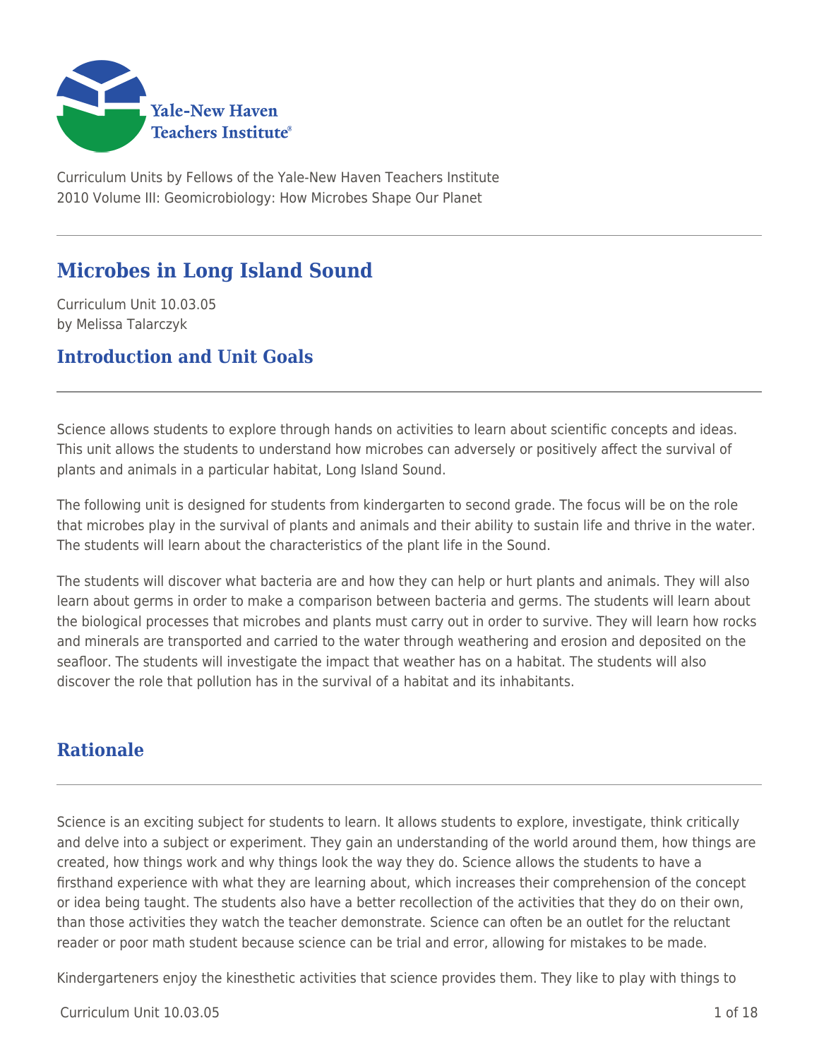Curriculum Units by Fellows of the Yale-New Haven Teachers Institute
2010 Volume III: Geomicrobiology: How Microbes Shape Our Planet

# Microbes in Long Island Sound

Curriculum Unit 10.03.05
by Melissa Talarczyk

## Introduction and Unit Goals

Science allows students to explore through hands on activities to learn about scientific concepts and ideas. This unit allows the students to understand how microbes can adversely or positively affect the survival of plants and animals in a particular habitat, Long Island Sound.

The following unit is designed for students from kindergarten to second grade. The focus will be on the role that microbes play in the survival of plants and animals and their ability to sustain life and thrive in the water. The students will learn about the characteristics of the plant life in the Sound.

The students will discover what bacteria are and how they can help or hurt plants and animals. They will also learn about germs in order to make a comparison between bacteria and germs. The students will learn about the biological processes that microbes and plants must carry out in order to survive. They will learn how rocks and minerals are transported and carried to the water through weathering and erosion and deposited on the seafloor. The students will investigate the impact that weather has on a habitat. The students will also discover the role that pollution has in the survival of a habitat and its inhabitants.

## Rationale

Science is an exciting subject for students to learn. It allows students to explore, investigate, think critically and delve into a subject or experiment. They gain an understanding of the world around them, how things are created, how things work and why things look the way they do. Science allows the students to have a firsthand experience with what they are learning about, which increases their comprehension of the concept or idea being taught. The students also have a better recollection of the activities that they do on their own, than those activities they watch the teacher demonstrate. Science can often be an outlet for the reluctant reader or poor math student because science can be trial and error, allowing for mistakes to be made.

Kindergarteners enjoy the kinesthetic activities that science provides them. They like to play with things to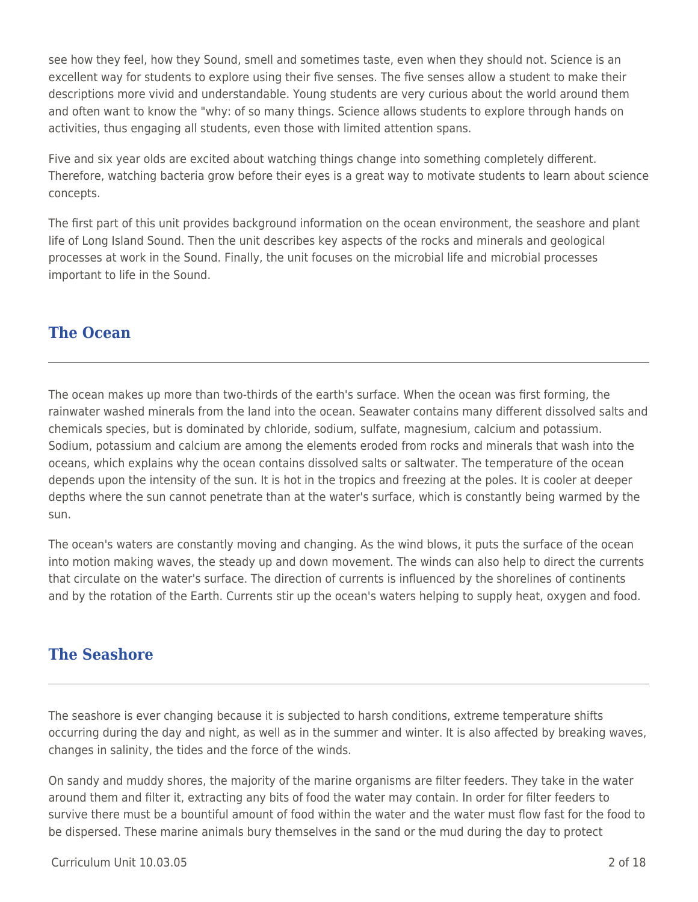see how they feel, how they Sound, smell and sometimes taste, even when they should not. Science is an excellent way for students to explore using their five senses. The five senses allow a student to make their descriptions more vivid and understandable. Young students are very curious about the world around them and often want to know the "why: of so many things. Science allows students to explore through hands on activities, thus engaging all students, even those with limited attention spans.

Five and six year olds are excited about watching things change into something completely different. Therefore, watching bacteria grow before their eyes is a great way to motivate students to learn about science concepts.

The first part of this unit provides background information on the ocean environment, the seashore and plant life of Long Island Sound. Then the unit describes key aspects of the rocks and minerals and geological processes at work in the Sound. Finally, the unit focuses on the microbial life and microbial processes important to life in the Sound.

## The Ocean

The ocean makes up more than two-thirds of the earth's surface. When the ocean was first forming, the rainwater washed minerals from the land into the ocean. Seawater contains many different dissolved salts and chemicals species, but is dominated by chloride, sodium, sulfate, magnesium, calcium and potassium. Sodium, potassium and calcium are among the elements eroded from rocks and minerals that wash into the oceans, which explains why the ocean contains dissolved salts or saltwater. The temperature of the ocean depends upon the intensity of the sun. It is hot in the tropics and freezing at the poles. It is cooler at deeper depths where the sun cannot penetrate than at the water's surface, which is constantly being warmed by the sun.

The ocean's waters are constantly moving and changing. As the wind blows, it puts the surface of the ocean into motion making waves, the steady up and down movement. The winds can also help to direct the currents that circulate on the water's surface. The direction of currents is influenced by the shorelines of continents and by the rotation of the Earth. Currents stir up the ocean's waters helping to supply heat, oxygen and food.

## The Seashore

The seashore is ever changing because it is subjected to harsh conditions, extreme temperature shifts occurring during the day and night, as well as in the summer and winter. It is also affected by breaking waves, changes in salinity, the tides and the force of the winds.

On sandy and muddy shores, the majority of the marine organisms are filter feeders. They take in the water around them and filter it, extracting any bits of food the water may contain. In order for filter feeders to survive there must be a bountiful amount of food within the water and the water must flow fast for the food to be dispersed. These marine animals bury themselves in the sand or the mud during the day to protect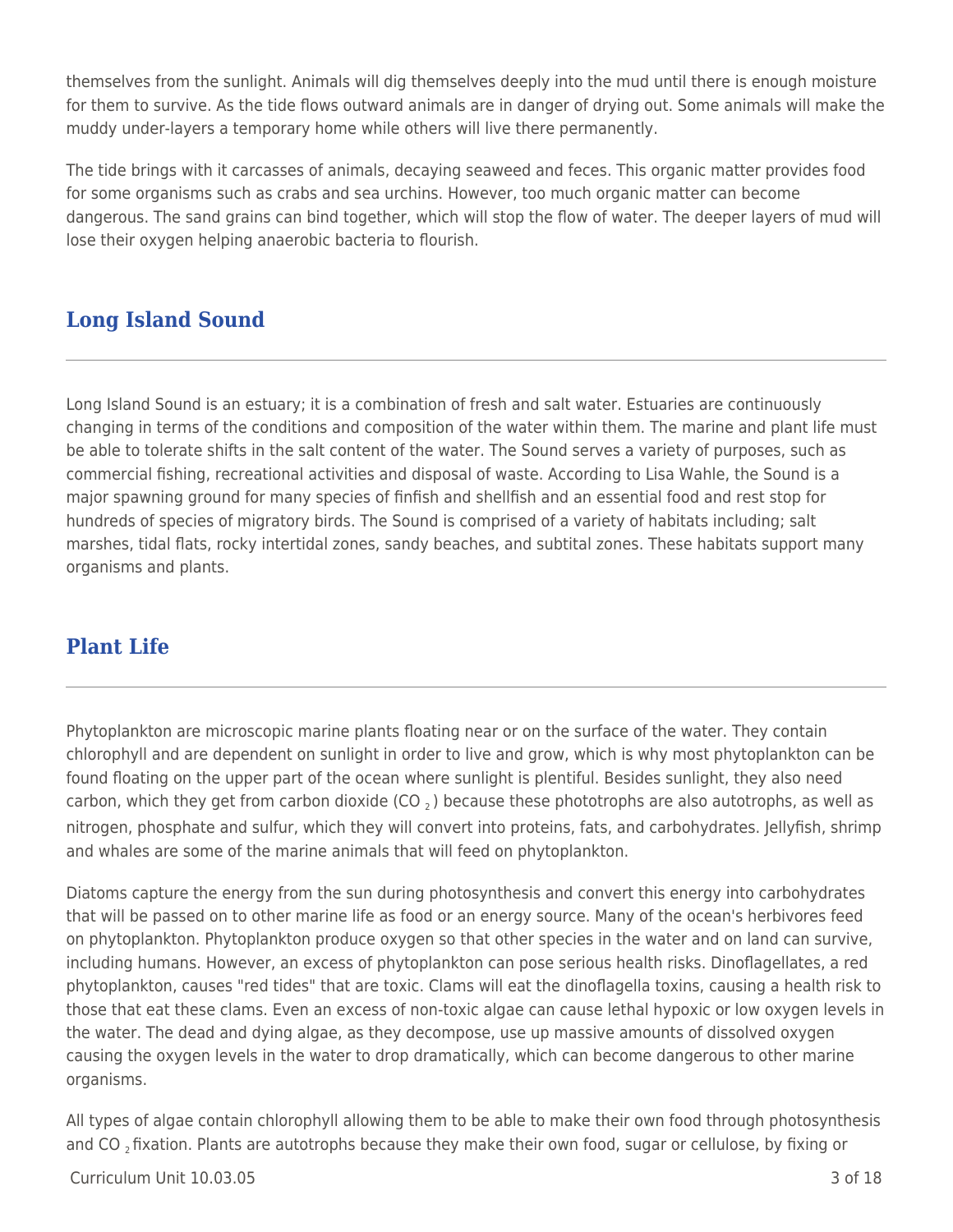themselves from the sunlight. Animals will dig themselves deeply into the mud until there is enough moisture for them to survive. As the tide flows outward animals are in danger of drying out. Some animals will make the muddy under-layers a temporary home while others will live there permanently.

The tide brings with it carcasses of animals, decaying seaweed and feces. This organic matter provides food for some organisms such as crabs and sea urchins. However, too much organic matter can become dangerous. The sand grains can bind together, which will stop the flow of water. The deeper layers of mud will lose their oxygen helping anaerobic bacteria to flourish.

## Long Island Sound

Long Island Sound is an estuary; it is a combination of fresh and salt water. Estuaries are continuously changing in terms of the conditions and composition of the water within them. The marine and plant life must be able to tolerate shifts in the salt content of the water. The Sound serves a variety of purposes, such as commercial fishing, recreational activities and disposal of waste. According to Lisa Wahle, the Sound is a major spawning ground for many species of finfish and shellfish and an essential food and rest stop for hundreds of species of migratory birds. The Sound is comprised of a variety of habitats including; salt marshes, tidal flats, rocky intertidal zones, sandy beaches, and subtital zones. These habitats support many organisms and plants.

## Plant Life

Phytoplankton are microscopic marine plants floating near or on the surface of the water. They contain chlorophyll and are dependent on sunlight in order to live and grow, which is why most phytoplankton can be found floating on the upper part of the ocean where sunlight is plentiful. Besides sunlight, they also need carbon, which they get from carbon dioxide ($CO_2$) because these phototrophs are also autotrophs, as well as nitrogen, phosphate and sulfur, which they will convert into proteins, fats, and carbohydrates. Jellyfish, shrimp and whales are some of the marine animals that will feed on phytoplankton.

Diatoms capture the energy from the sun during photosynthesis and convert this energy into carbohydrates that will be passed on to other marine life as food or an energy source. Many of the ocean's herbivores feed on phytoplankton. Phytoplankton produce oxygen so that other species in the water and on land can survive, including humans. However, an excess of phytoplankton can pose serious health risks. Dinoflagellates, a red phytoplankton, causes "red tides" that are toxic. Clams will eat the dinoflagella toxins, causing a health risk to those that eat these clams. Even an excess of non-toxic algae can cause lethal hypoxic or low oxygen levels in the water. The dead and dying algae, as they decompose, use up massive amounts of dissolved oxygen causing the oxygen levels in the water to drop dramatically, which can become dangerous to other marine organisms.

All types of algae contain chlorophyll allowing them to be able to make their own food through photosynthesis and $CO_2$ fixation. Plants are autotrophs because they make their own food, sugar or cellulose, by fixing or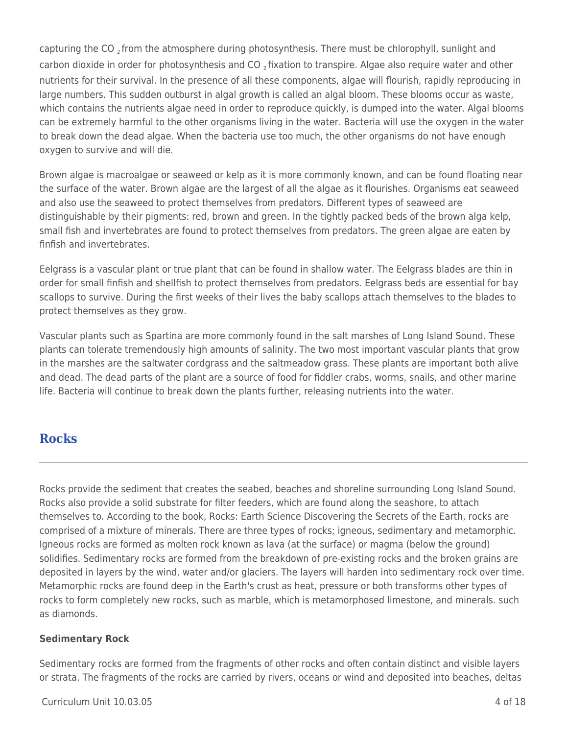capturing the $CO_2$ from the atmosphere during photosynthesis. There must be chlorophyll, sunlight and carbon dioxide in order for photosynthesis and $CO_2$ fixation to transpire. Algae also require water and other nutrients for their survival. In the presence of all these components, algae will flourish, rapidly reproducing in large numbers. This sudden outburst in algal growth is called an algal bloom. These blooms occur as waste, which contains the nutrients algae need in order to reproduce quickly, is dumped into the water. Algal blooms can be extremely harmful to the other organisms living in the water. Bacteria will use the oxygen in the water to break down the dead algae. When the bacteria use too much, the other organisms do not have enough oxygen to survive and will die.

Brown algae is macroalgae or seaweed or kelp as it is more commonly known, and can be found floating near the surface of the water. Brown algae are the largest of all the algae as it flourishes. Organisms eat seaweed and also use the seaweed to protect themselves from predators. Different types of seaweed are distinguishable by their pigments: red, brown and green. In the tightly packed beds of the brown alga kelp, small fish and invertebrates are found to protect themselves from predators. The green algae are eaten by finfish and invertebrates.

Eelgrass is a vascular plant or true plant that can be found in shallow water. The Eelgrass blades are thin in order for small finfish and shellfish to protect themselves from predators. Eelgrass beds are essential for bay scallops to survive. During the first weeks of their lives the baby scallops attach themselves to the blades to protect themselves as they grow.

Vascular plants such as Spartina are more commonly found in the salt marshes of Long Island Sound. These plants can tolerate tremendously high amounts of salinity. The two most important vascular plants that grow in the marshes are the saltwater cordgrass and the saltmeadow grass. These plants are important both alive and dead. The dead parts of the plant are a source of food for fiddler crabs, worms, snails, and other marine life. Bacteria will continue to break down the plants further, releasing nutrients into the water.

## Rocks

Rocks provide the sediment that creates the seabed, beaches and shoreline surrounding Long Island Sound. Rocks also provide a solid substrate for filter feeders, which are found along the seashore, to attach themselves to. According to the book, Rocks: Earth Science Discovering the Secrets of the Earth, rocks are comprised of a mixture of minerals. There are three types of rocks; igneous, sedimentary and metamorphic. Igneous rocks are formed as molten rock known as lava (at the surface) or magma (below the ground) solidifies. Sedimentary rocks are formed from the breakdown of pre-existing rocks and the broken grains are deposited in layers by the wind, water and/or glaciers. The layers will harden into sedimentary rock over time. Metamorphic rocks are found deep in the Earth's crust as heat, pressure or both transforms other types of rocks to form completely new rocks, such as marble, which is metamorphosed limestone, and minerals. such as diamonds.

### Sedimentary Rock

Sedimentary rocks are formed from the fragments of other rocks and often contain distinct and visible layers or strata. The fragments of the rocks are carried by rivers, oceans or wind and deposited into beaches, deltas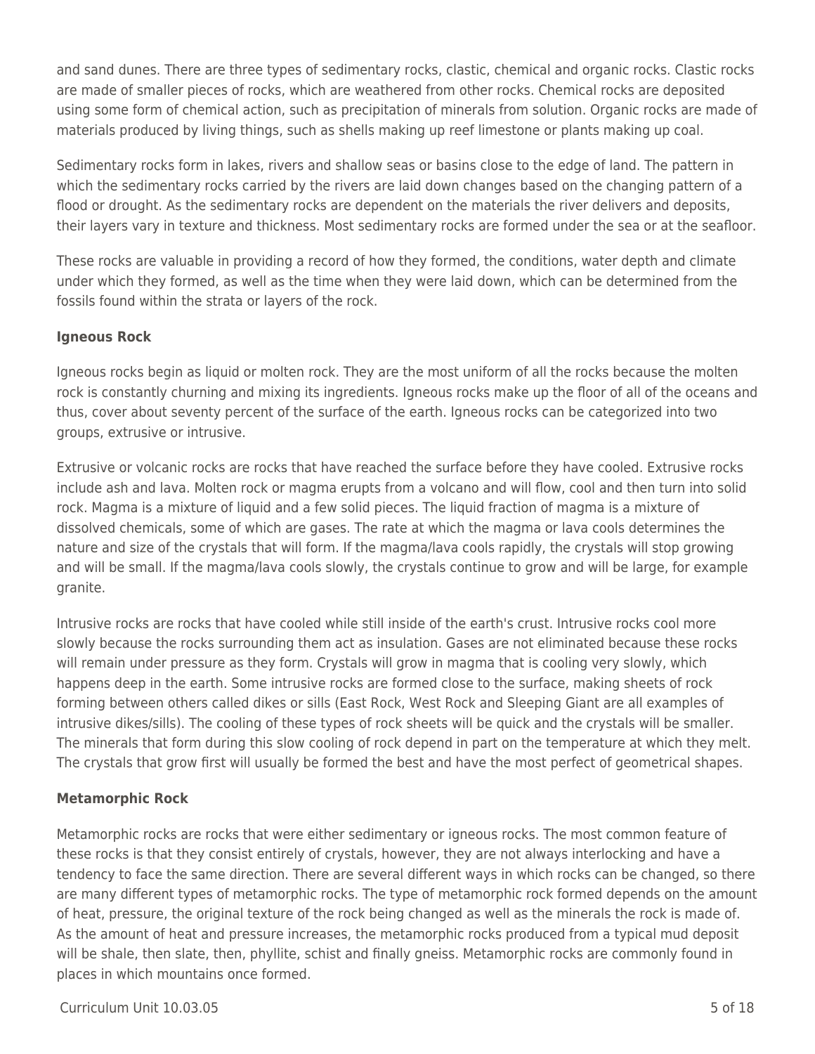and sand dunes. There are three types of sedimentary rocks, clastic, chemical and organic rocks. Clastic rocks are made of smaller pieces of rocks, which are weathered from other rocks. Chemical rocks are deposited using some form of chemical action, such as precipitation of minerals from solution. Organic rocks are made of materials produced by living things, such as shells making up reef limestone or plants making up coal.

Sedimentary rocks form in lakes, rivers and shallow seas or basins close to the edge of land. The pattern in which the sedimentary rocks carried by the rivers are laid down changes based on the changing pattern of a flood or drought. As the sedimentary rocks are dependent on the materials the river delivers and deposits, their layers vary in texture and thickness. Most sedimentary rocks are formed under the sea or at the seafloor.

These rocks are valuable in providing a record of how they formed, the conditions, water depth and climate under which they formed, as well as the time when they were laid down, which can be determined from the fossils found within the strata or layers of the rock.

**Igneous Rock**

Igneous rocks begin as liquid or molten rock. They are the most uniform of all the rocks because the molten rock is constantly churning and mixing its ingredients. Igneous rocks make up the floor of all of the oceans and thus, cover about seventy percent of the surface of the earth. Igneous rocks can be categorized into two groups, extrusive or intrusive.

Extrusive or volcanic rocks are rocks that have reached the surface before they have cooled. Extrusive rocks include ash and lava. Molten rock or magma erupts from a volcano and will flow, cool and then turn into solid rock. Magma is a mixture of liquid and a few solid pieces. The liquid fraction of magma is a mixture of dissolved chemicals, some of which are gases. The rate at which the magma or lava cools determines the nature and size of the crystals that will form. If the magma/lava cools rapidly, the crystals will stop growing and will be small. If the magma/lava cools slowly, the crystals continue to grow and will be large, for example granite.

Intrusive rocks are rocks that have cooled while still inside of the earth's crust. Intrusive rocks cool more slowly because the rocks surrounding them act as insulation. Gases are not eliminated because these rocks will remain under pressure as they form. Crystals will grow in magma that is cooling very slowly, which happens deep in the earth. Some intrusive rocks are formed close to the surface, making sheets of rock forming between others called dikes or sills (East Rock, West Rock and Sleeping Giant are all examples of intrusive dikes/sills). The cooling of these types of rock sheets will be quick and the crystals will be smaller. The minerals that form during this slow cooling of rock depend in part on the temperature at which they melt. The crystals that grow first will usually be formed the best and have the most perfect of geometrical shapes.

**Metamorphic Rock**

Metamorphic rocks are rocks that were either sedimentary or igneous rocks. The most common feature of these rocks is that they consist entirely of crystals, however, they are not always interlocking and have a tendency to face the same direction. There are several different ways in which rocks can be changed, so there are many different types of metamorphic rocks. The type of metamorphic rock formed depends on the amount of heat, pressure, the original texture of the rock being changed as well as the minerals the rock is made of. As the amount of heat and pressure increases, the metamorphic rocks produced from a typical mud deposit will be shale, then slate, then, phyllite, schist and finally gneiss. Metamorphic rocks are commonly found in places in which mountains once formed.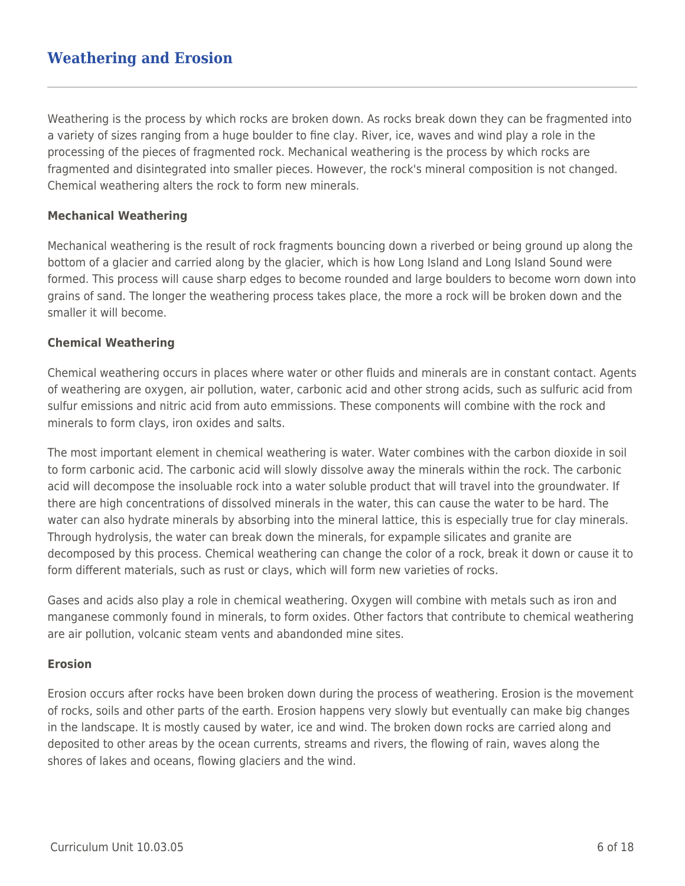## Weathering and Erosion

Weathering is the process by which rocks are broken down. As rocks break down they can be fragmented into a variety of sizes ranging from a huge boulder to fine clay. River, ice, waves and wind play a role in the processing of the pieces of fragmented rock. Mechanical weathering is the process by which rocks are fragmented and disintegrated into smaller pieces. However, the rock's mineral composition is not changed. Chemical weathering alters the rock to form new minerals.

### Mechanical Weathering

Mechanical weathering is the result of rock fragments bouncing down a riverbed or being ground up along the bottom of a glacier and carried along by the glacier, which is how Long Island and Long Island Sound were formed. This process will cause sharp edges to become rounded and large boulders to become worn down into grains of sand. The longer the weathering process takes place, the more a rock will be broken down and the smaller it will become.

### Chemical Weathering

Chemical weathering occurs in places where water or other fluids and minerals are in constant contact. Agents of weathering are oxygen, air pollution, water, carbonic acid and other strong acids, such as sulfuric acid from sulfur emissions and nitric acid from auto emmissions. These components will combine with the rock and minerals to form clays, iron oxides and salts.

The most important element in chemical weathering is water. Water combines with the carbon dioxide in soil to form carbonic acid. The carbonic acid will slowly dissolve away the minerals within the rock. The carbonic acid will decompose the insoluable rock into a water soluble product that will travel into the groundwater. If there are high concentrations of dissolved minerals in the water, this can cause the water to be hard. The water can also hydrate minerals by absorbing into the mineral lattice, this is especially true for clay minerals. Through hydrolysis, the water can break down the minerals, for expample silicates and granite are decomposed by this process. Chemical weathering can change the color of a rock, break it down or cause it to form different materials, such as rust or clays, which will form new varieties of rocks.

Gases and acids also play a role in chemical weathering. Oxygen will combine with metals such as iron and manganese commonly found in minerals, to form oxides. Other factors that contribute to chemical weathering are air pollution, volcanic steam vents and abandonded mine sites.

### Erosion

Erosion occurs after rocks have been broken down during the process of weathering. Erosion is the movement of rocks, soils and other parts of the earth. Erosion happens very slowly but eventually can make big changes in the landscape. It is mostly caused by water, ice and wind. The broken down rocks are carried along and deposited to other areas by the ocean currents, streams and rivers, the flowing of rain, waves along the shores of lakes and oceans, flowing glaciers and the wind.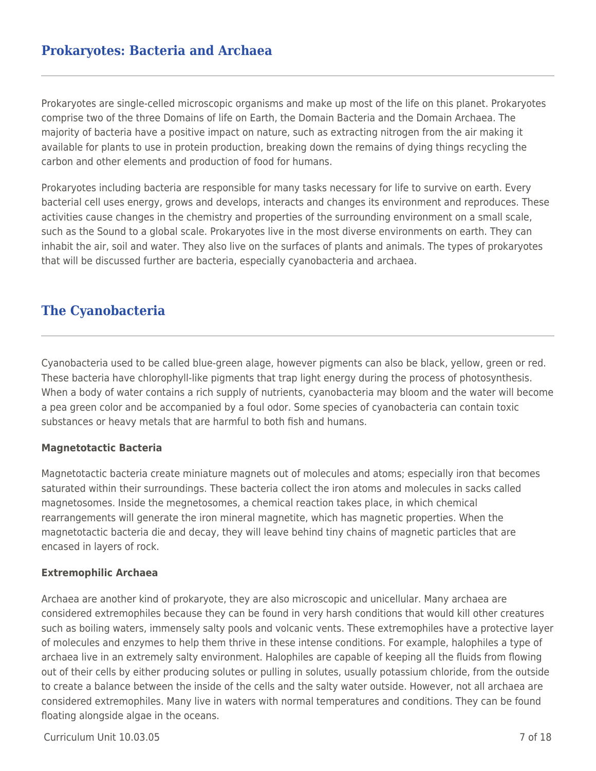## Prokaryotes: Bacteria and Archaea

Prokaryotes are single-celled microscopic organisms and make up most of the life on this planet. Prokaryotes comprise two of the three Domains of life on Earth, the Domain Bacteria and the Domain Archaea. The majority of bacteria have a positive impact on nature, such as extracting nitrogen from the air making it available for plants to use in protein production, breaking down the remains of dying things recycling the carbon and other elements and production of food for humans.

Prokaryotes including bacteria are responsible for many tasks necessary for life to survive on earth. Every bacterial cell uses energy, grows and develops, interacts and changes its environment and reproduces. These activities cause changes in the chemistry and properties of the surrounding environment on a small scale, such as the Sound to a global scale. Prokaryotes live in the most diverse environments on earth. They can inhabit the air, soil and water. They also live on the surfaces of plants and animals. The types of prokaryotes that will be discussed further are bacteria, especially cyanobacteria and archaea.

## The Cyanobacteria

Cyanobacteria used to be called blue-green alage, however pigments can also be black, yellow, green or red. These bacteria have chlorophyll-like pigments that trap light energy during the process of photosynthesis. When a body of water contains a rich supply of nutrients, cyanobacteria may bloom and the water will become a pea green color and be accompanied by a foul odor. Some species of cyanobacteria can contain toxic substances or heavy metals that are harmful to both fish and humans.

**Magnetotactic Bacteria**

Magnetotactic bacteria create miniature magnets out of molecules and atoms; especially iron that becomes saturated within their surroundings. These bacteria collect the iron atoms and molecules in sacks called magnetosomes. Inside the megnetosomes, a chemical reaction takes place, in which chemical rearrangements will generate the iron mineral magnetite, which has magnetic properties. When the magnetotactic bacteria die and decay, they will leave behind tiny chains of magnetic particles that are encased in layers of rock.

**Extremophilic Archaea**

Archaea are another kind of prokaryote, they are also microscopic and unicellular. Many archaea are considered extremophiles because they can be found in very harsh conditions that would kill other creatures such as boiling waters, immensely salty pools and volcanic vents. These extremophiles have a protective layer of molecules and enzymes to help them thrive in these intense conditions. For example, halophiles a type of archaea live in an extremely salty environment. Halophiles are capable of keeping all the fluids from flowing out of their cells by either producing solutes or pulling in solutes, usually potassium chloride, from the outside to create a balance between the inside of the cells and the salty water outside. However, not all archaea are considered extremophiles. Many live in waters with normal temperatures and conditions. They can be found floating alongside algae in the oceans.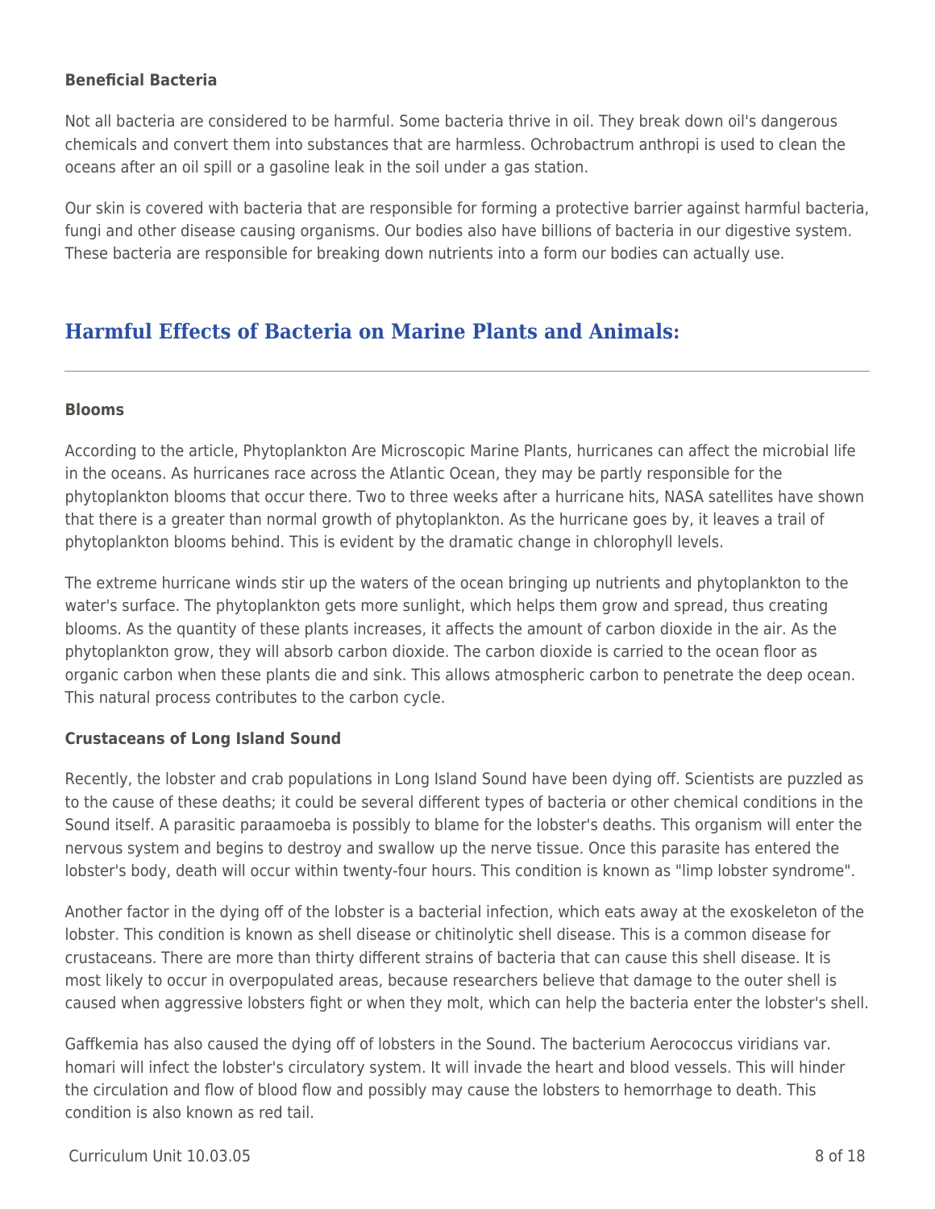**Beneficial Bacteria**

Not all bacteria are considered to be harmful. Some bacteria thrive in oil. They break down oil's dangerous chemicals and convert them into substances that are harmless. Ochrobactrum anthropi is used to clean the oceans after an oil spill or a gasoline leak in the soil under a gas station.

Our skin is covered with bacteria that are responsible for forming a protective barrier against harmful bacteria, fungi and other disease causing organisms. Our bodies also have billions of bacteria in our digestive system. These bacteria are responsible for breaking down nutrients into a form our bodies can actually use.

## Harmful Effects of Bacteria on Marine Plants and Animals:

**Blooms**

According to the article, Phytoplankton Are Microscopic Marine Plants, hurricanes can affect the microbial life in the oceans. As hurricanes race across the Atlantic Ocean, they may be partly responsible for the phytoplankton blooms that occur there. Two to three weeks after a hurricane hits, NASA satellites have shown that there is a greater than normal growth of phytoplankton. As the hurricane goes by, it leaves a trail of phytoplankton blooms behind. This is evident by the dramatic change in chlorophyll levels.

The extreme hurricane winds stir up the waters of the ocean bringing up nutrients and phytoplankton to the water's surface. The phytoplankton gets more sunlight, which helps them grow and spread, thus creating blooms. As the quantity of these plants increases, it affects the amount of carbon dioxide in the air. As the phytoplankton grow, they will absorb carbon dioxide. The carbon dioxide is carried to the ocean floor as organic carbon when these plants die and sink. This allows atmospheric carbon to penetrate the deep ocean. This natural process contributes to the carbon cycle.

**Crustaceans of Long Island Sound**

Recently, the lobster and crab populations in Long Island Sound have been dying off. Scientists are puzzled as to the cause of these deaths; it could be several different types of bacteria or other chemical conditions in the Sound itself. A parasitic paraamoeba is possibly to blame for the lobster's deaths. This organism will enter the nervous system and begins to destroy and swallow up the nerve tissue. Once this parasite has entered the lobster's body, death will occur within twenty-four hours. This condition is known as "limp lobster syndrome".

Another factor in the dying off of the lobster is a bacterial infection, which eats away at the exoskeleton of the lobster. This condition is known as shell disease or chitinolytic shell disease. This is a common disease for crustaceans. There are more than thirty different strains of bacteria that can cause this shell disease. It is most likely to occur in overpopulated areas, because researchers believe that damage to the outer shell is caused when aggressive lobsters fight or when they molt, which can help the bacteria enter the lobster's shell.

Gaffkemia has also caused the dying off of lobsters in the Sound. The bacterium Aerococcus viridians var. homari will infect the lobster's circulatory system. It will invade the heart and blood vessels. This will hinder the circulation and flow of blood flow and possibly may cause the lobsters to hemorrhage to death. This condition is also known as red tail.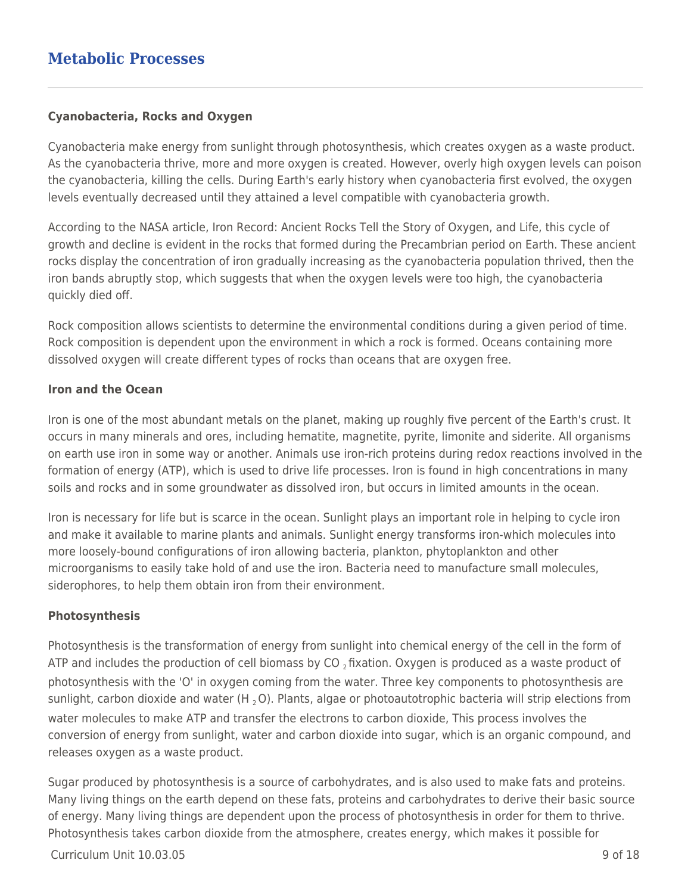## Metabolic Processes

**Cyanobacteria, Rocks and Oxygen**

Cyanobacteria make energy from sunlight through photosynthesis, which creates oxygen as a waste product. As the cyanobacteria thrive, more and more oxygen is created. However, overly high oxygen levels can poison the cyanobacteria, killing the cells. During Earth's early history when cyanobacteria first evolved, the oxygen levels eventually decreased until they attained a level compatible with cyanobacteria growth.

According to the NASA article, Iron Record: Ancient Rocks Tell the Story of Oxygen, and Life, this cycle of growth and decline is evident in the rocks that formed during the Precambrian period on Earth. These ancient rocks display the concentration of iron gradually increasing as the cyanobacteria population thrived, then the iron bands abruptly stop, which suggests that when the oxygen levels were too high, the cyanobacteria quickly died off.

Rock composition allows scientists to determine the environmental conditions during a given period of time. Rock composition is dependent upon the environment in which a rock is formed. Oceans containing more dissolved oxygen will create different types of rocks than oceans that are oxygen free.

**Iron and the Ocean**

Iron is one of the most abundant metals on the planet, making up roughly five percent of the Earth's crust. It occurs in many minerals and ores, including hematite, magnetite, pyrite, limonite and siderite. All organisms on earth use iron in some way or another. Animals use iron-rich proteins during redox reactions involved in the formation of energy (ATP), which is used to drive life processes. Iron is found in high concentrations in many soils and rocks and in some groundwater as dissolved iron, but occurs in limited amounts in the ocean.

Iron is necessary for life but is scarce in the ocean. Sunlight plays an important role in helping to cycle iron and make it available to marine plants and animals. Sunlight energy transforms iron-which molecules into more loosely-bound configurations of iron allowing bacteria, plankton, phytoplankton and other microorganisms to easily take hold of and use the iron. Bacteria need to manufacture small molecules, siderophores, to help them obtain iron from their environment.

**Photosynthesis**

Photosynthesis is the transformation of energy from sunlight into chemical energy of the cell in the form of ATP and includes the production of cell biomass by $CO_2$ fixation. Oxygen is produced as a waste product of photosynthesis with the 'O' in oxygen coming from the water. Three key components to photosynthesis are sunlight, carbon dioxide and water ($H_2O$). Plants, algae or photoautotrophic bacteria will strip elections from water molecules to make ATP and transfer the electrons to carbon dioxide, This process involves the conversion of energy from sunlight, water and carbon dioxide into sugar, which is an organic compound, and releases oxygen as a waste product.

Sugar produced by photosynthesis is a source of carbohydrates, and is also used to make fats and proteins. Many living things on the earth depend on these fats, proteins and carbohydrates to derive their basic source of energy. Many living things are dependent upon the process of photosynthesis in order for them to thrive. Photosynthesis takes carbon dioxide from the atmosphere, creates energy, which makes it possible for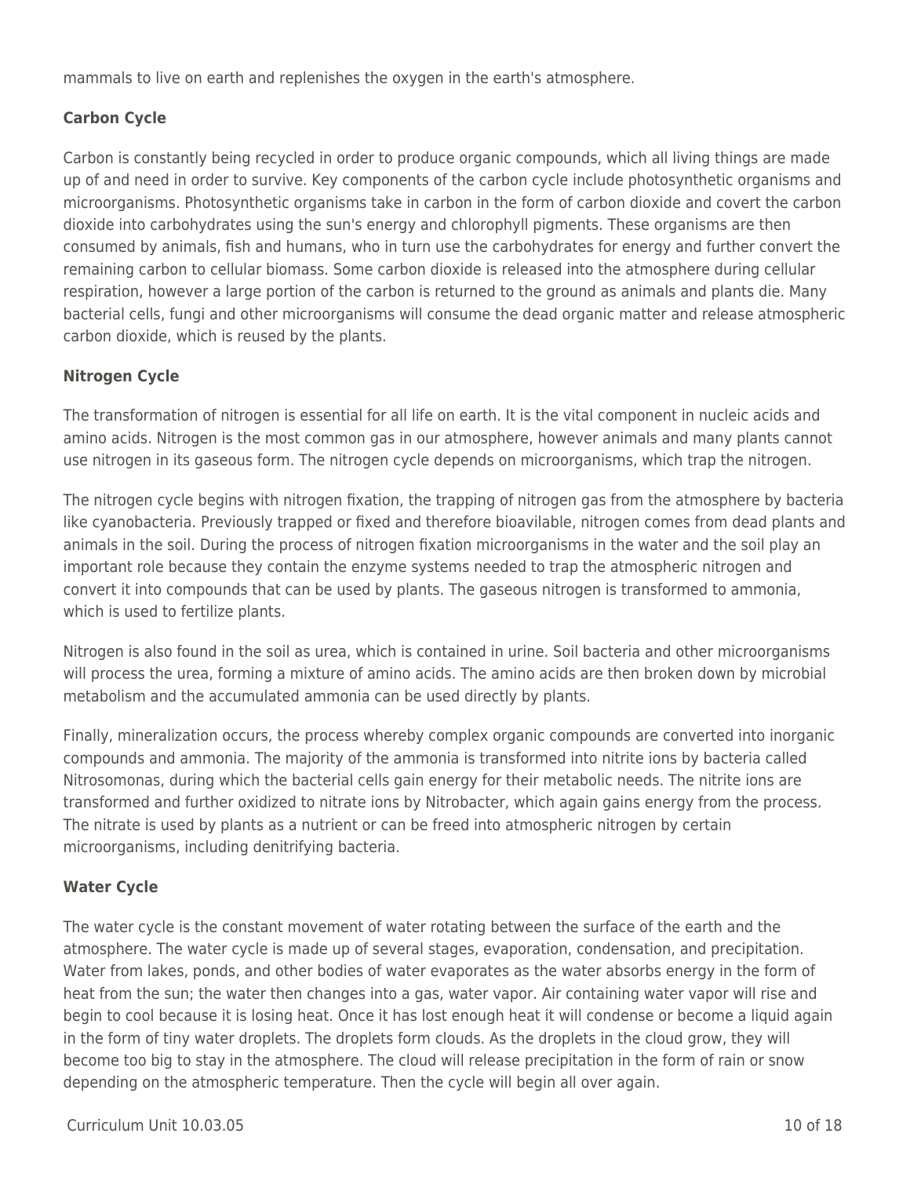mammals to live on earth and replenishes the oxygen in the earth's atmosphere.

**Carbon Cycle**

Carbon is constantly being recycled in order to produce organic compounds, which all living things are made up of and need in order to survive. Key components of the carbon cycle include photosynthetic organisms and microorganisms. Photosynthetic organisms take in carbon in the form of carbon dioxide and covert the carbon dioxide into carbohydrates using the sun's energy and chlorophyll pigments. These organisms are then consumed by animals, fish and humans, who in turn use the carbohydrates for energy and further convert the remaining carbon to cellular biomass. Some carbon dioxide is released into the atmosphere during cellular respiration, however a large portion of the carbon is returned to the ground as animals and plants die. Many bacterial cells, fungi and other microorganisms will consume the dead organic matter and release atmospheric carbon dioxide, which is reused by the plants.

**Nitrogen Cycle**

The transformation of nitrogen is essential for all life on earth. It is the vital component in nucleic acids and amino acids. Nitrogen is the most common gas in our atmosphere, however animals and many plants cannot use nitrogen in its gaseous form. The nitrogen cycle depends on microorganisms, which trap the nitrogen.

The nitrogen cycle begins with nitrogen fixation, the trapping of nitrogen gas from the atmosphere by bacteria like cyanobacteria. Previously trapped or fixed and therefore bioavilable, nitrogen comes from dead plants and animals in the soil. During the process of nitrogen fixation microorganisms in the water and the soil play an important role because they contain the enzyme systems needed to trap the atmospheric nitrogen and convert it into compounds that can be used by plants. The gaseous nitrogen is transformed to ammonia, which is used to fertilize plants.

Nitrogen is also found in the soil as urea, which is contained in urine. Soil bacteria and other microorganisms will process the urea, forming a mixture of amino acids. The amino acids are then broken down by microbial metabolism and the accumulated ammonia can be used directly by plants.

Finally, mineralization occurs, the process whereby complex organic compounds are converted into inorganic compounds and ammonia. The majority of the ammonia is transformed into nitrite ions by bacteria called Nitrosomonas, during which the bacterial cells gain energy for their metabolic needs. The nitrite ions are transformed and further oxidized to nitrate ions by Nitrobacter, which again gains energy from the process. The nitrate is used by plants as a nutrient or can be freed into atmospheric nitrogen by certain microorganisms, including denitrifying bacteria.

**Water Cycle**

The water cycle is the constant movement of water rotating between the surface of the earth and the atmosphere. The water cycle is made up of several stages, evaporation, condensation, and precipitation. Water from lakes, ponds, and other bodies of water evaporates as the water absorbs energy in the form of heat from the sun; the water then changes into a gas, water vapor. Air containing water vapor will rise and begin to cool because it is losing heat. Once it has lost enough heat it will condense or become a liquid again in the form of tiny water droplets. The droplets form clouds. As the droplets in the cloud grow, they will become too big to stay in the atmosphere. The cloud will release precipitation in the form of rain or snow depending on the atmospheric temperature. Then the cycle will begin all over again.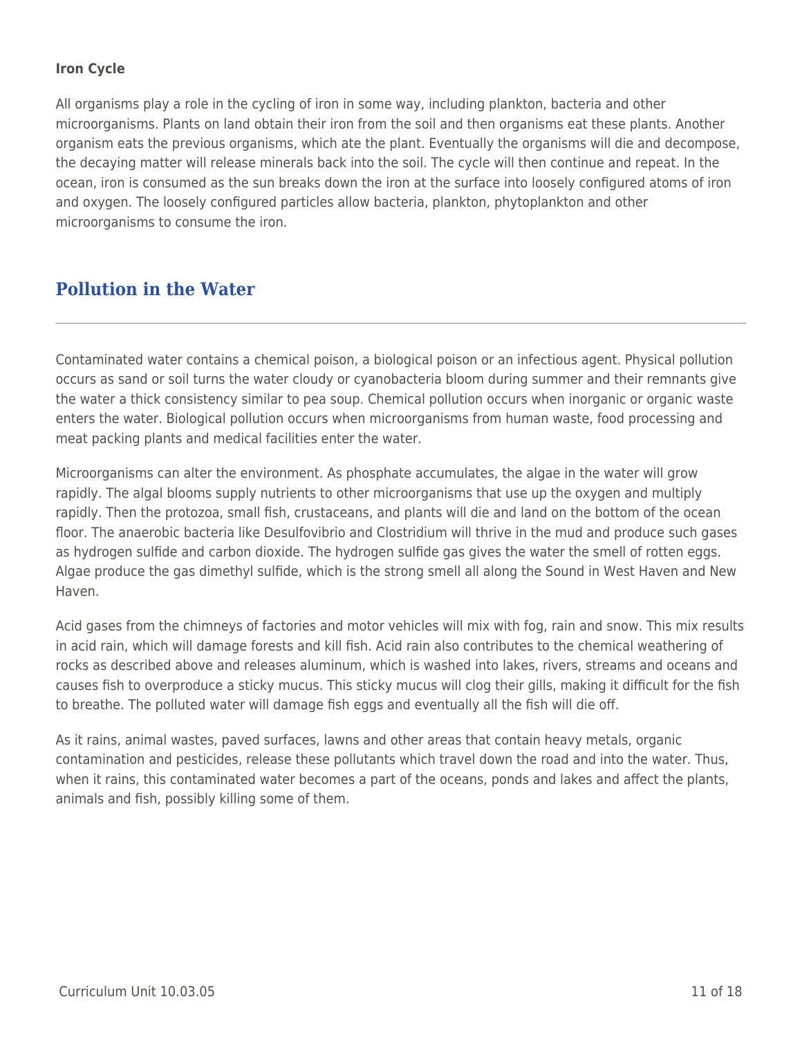**Iron Cycle**

All organisms play a role in the cycling of iron in some way, including plankton, bacteria and other microorganisms. Plants on land obtain their iron from the soil and then organisms eat these plants. Another organism eats the previous organisms, which ate the plant. Eventually the organisms will die and decompose, the decaying matter will release minerals back into the soil. The cycle will then continue and repeat. In the ocean, iron is consumed as the sun breaks down the iron at the surface into loosely configured atoms of iron and oxygen. The loosely configured particles allow bacteria, plankton, phytoplankton and other microorganisms to consume the iron.

## Pollution in the Water

Contaminated water contains a chemical poison, a biological poison or an infectious agent. Physical pollution occurs as sand or soil turns the water cloudy or cyanobacteria bloom during summer and their remnants give the water a thick consistency similar to pea soup. Chemical pollution occurs when inorganic or organic waste enters the water. Biological pollution occurs when microorganisms from human waste, food processing and meat packing plants and medical facilities enter the water.

Microorganisms can alter the environment. As phosphate accumulates, the algae in the water will grow rapidly. The algal blooms supply nutrients to other microorganisms that use up the oxygen and multiply rapidly. Then the protozoa, small fish, crustaceans, and plants will die and land on the bottom of the ocean floor. The anaerobic bacteria like Desulfovibrio and Clostridium will thrive in the mud and produce such gases as hydrogen sulfide and carbon dioxide. The hydrogen sulfide gas gives the water the smell of rotten eggs. Algae produce the gas dimethyl sulfide, which is the strong smell all along the Sound in West Haven and New Haven.

Acid gases from the chimneys of factories and motor vehicles will mix with fog, rain and snow. This mix results in acid rain, which will damage forests and kill fish. Acid rain also contributes to the chemical weathering of rocks as described above and releases aluminum, which is washed into lakes, rivers, streams and oceans and causes fish to overproduce a sticky mucus. This sticky mucus will clog their gills, making it difficult for the fish to breathe. The polluted water will damage fish eggs and eventually all the fish will die off.

As it rains, animal wastes, paved surfaces, lawns and other areas that contain heavy metals, organic contamination and pesticides, release these pollutants which travel down the road and into the water. Thus, when it rains, this contaminated water becomes a part of the oceans, ponds and lakes and affect the plants, animals and fish, possibly killing some of them.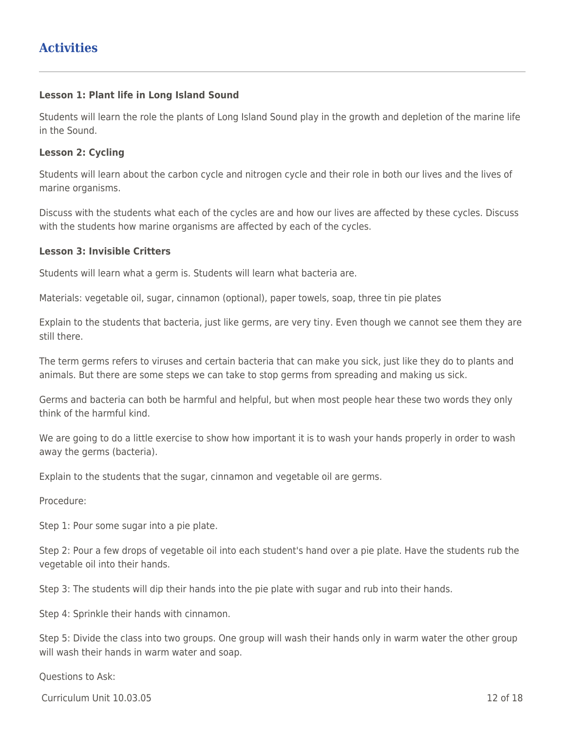## Activities

**Lesson 1: Plant life in Long Island Sound**

Students will learn the role the plants of Long Island Sound play in the growth and depletion of the marine life in the Sound.

**Lesson 2: Cycling**

Students will learn about the carbon cycle and nitrogen cycle and their role in both our lives and the lives of marine organisms.

Discuss with the students what each of the cycles are and how our lives are affected by these cycles. Discuss with the students how marine organisms are affected by each of the cycles.

**Lesson 3: Invisible Critters**

Students will learn what a germ is. Students will learn what bacteria are.

Materials: vegetable oil, sugar, cinnamon (optional), paper towels, soap, three tin pie plates

Explain to the students that bacteria, just like germs, are very tiny. Even though we cannot see them they are still there.

The term germs refers to viruses and certain bacteria that can make you sick, just like they do to plants and animals. But there are some steps we can take to stop germs from spreading and making us sick.

Germs and bacteria can both be harmful and helpful, but when most people hear these two words they only think of the harmful kind.

We are going to do a little exercise to show how important it is to wash your hands properly in order to wash away the germs (bacteria).

Explain to the students that the sugar, cinnamon and vegetable oil are germs.

Procedure:

Step 1: Pour some sugar into a pie plate.

Step 2: Pour a few drops of vegetable oil into each student's hand over a pie plate. Have the students rub the vegetable oil into their hands.

Step 3: The students will dip their hands into the pie plate with sugar and rub into their hands.

Step 4: Sprinkle their hands with cinnamon.

Step 5: Divide the class into two groups. One group will wash their hands only in warm water the other group will wash their hands in warm water and soap.

Questions to Ask: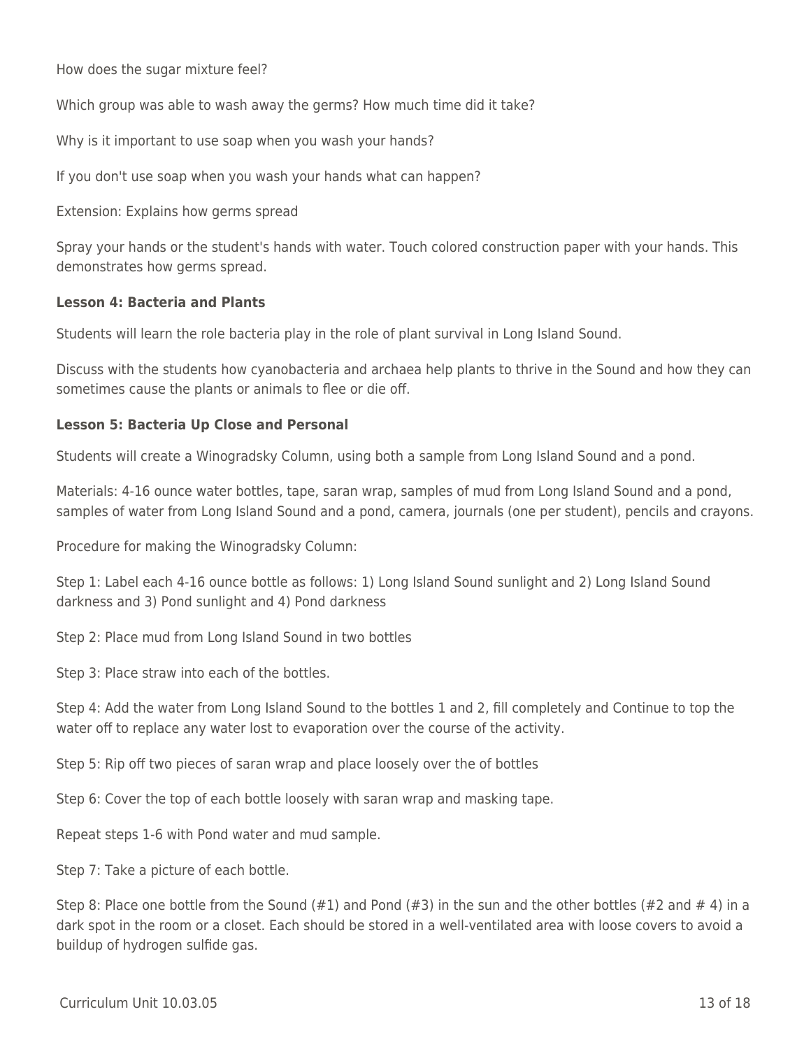How does the sugar mixture feel?

Which group was able to wash away the germs? How much time did it take?

Why is it important to use soap when you wash your hands?

If you don't use soap when you wash your hands what can happen?

Extension: Explains how germs spread

Spray your hands or the student's hands with water. Touch colored construction paper with your hands. This demonstrates how germs spread.

**Lesson 4: Bacteria and Plants**

Students will learn the role bacteria play in the role of plant survival in Long Island Sound.

Discuss with the students how cyanobacteria and archaea help plants to thrive in the Sound and how they can sometimes cause the plants or animals to flee or die off.

**Lesson 5: Bacteria Up Close and Personal**

Students will create a Winogradsky Column, using both a sample from Long Island Sound and a pond.

Materials: 4-16 ounce water bottles, tape, saran wrap, samples of mud from Long Island Sound and a pond, samples of water from Long Island Sound and a pond, camera, journals (one per student), pencils and crayons.

Procedure for making the Winogradsky Column:

Step 1: Label each 4-16 ounce bottle as follows: 1) Long Island Sound sunlight and 2) Long Island Sound darkness and 3) Pond sunlight and 4) Pond darkness

Step 2: Place mud from Long Island Sound in two bottles

Step 3: Place straw into each of the bottles.

Step 4: Add the water from Long Island Sound to the bottles 1 and 2, fill completely and Continue to top the water off to replace any water lost to evaporation over the course of the activity.

Step 5: Rip off two pieces of saran wrap and place loosely over the of bottles

Step 6: Cover the top of each bottle loosely with saran wrap and masking tape.

Repeat steps 1-6 with Pond water and mud sample.

Step 7: Take a picture of each bottle.

Step 8: Place one bottle from the Sound (#1) and Pond (#3) in the sun and the other bottles (#2 and # 4) in a dark spot in the room or a closet. Each should be stored in a well-ventilated area with loose covers to avoid a buildup of hydrogen sulfide gas.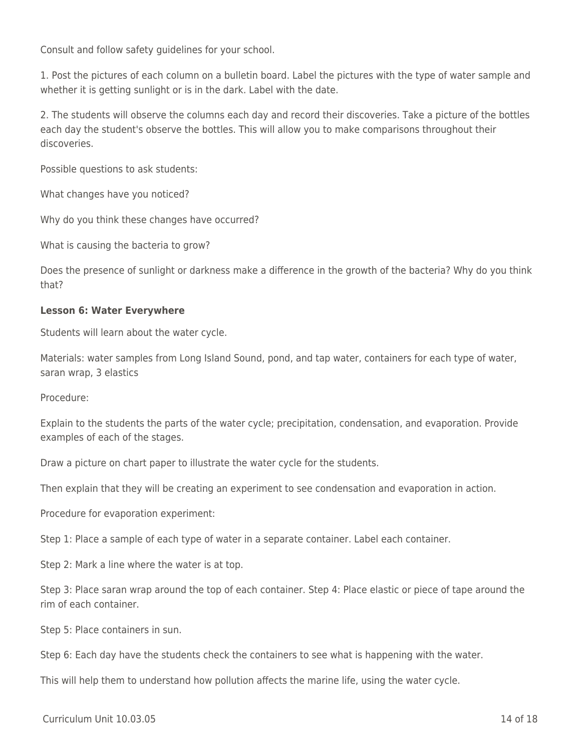Consult and follow safety guidelines for your school.

1. Post the pictures of each column on a bulletin board. Label the pictures with the type of water sample and whether it is getting sunlight or is in the dark. Label with the date.

2. The students will observe the columns each day and record their discoveries. Take a picture of the bottles each day the student's observe the bottles. This will allow you to make comparisons throughout their discoveries.

Possible questions to ask students:

What changes have you noticed?

Why do you think these changes have occurred?

What is causing the bacteria to grow?

Does the presence of sunlight or darkness make a difference in the growth of the bacteria? Why do you think that?

**Lesson 6: Water Everywhere**

Students will learn about the water cycle.

Materials: water samples from Long Island Sound, pond, and tap water, containers for each type of water, saran wrap, 3 elastics

Procedure:

Explain to the students the parts of the water cycle; precipitation, condensation, and evaporation. Provide examples of each of the stages.

Draw a picture on chart paper to illustrate the water cycle for the students.

Then explain that they will be creating an experiment to see condensation and evaporation in action.

Procedure for evaporation experiment:

Step 1: Place a sample of each type of water in a separate container. Label each container.

Step 2: Mark a line where the water is at top.

Step 3: Place saran wrap around the top of each container. Step 4: Place elastic or piece of tape around the rim of each container.

Step 5: Place containers in sun.

Step 6: Each day have the students check the containers to see what is happening with the water.

This will help them to understand how pollution affects the marine life, using the water cycle.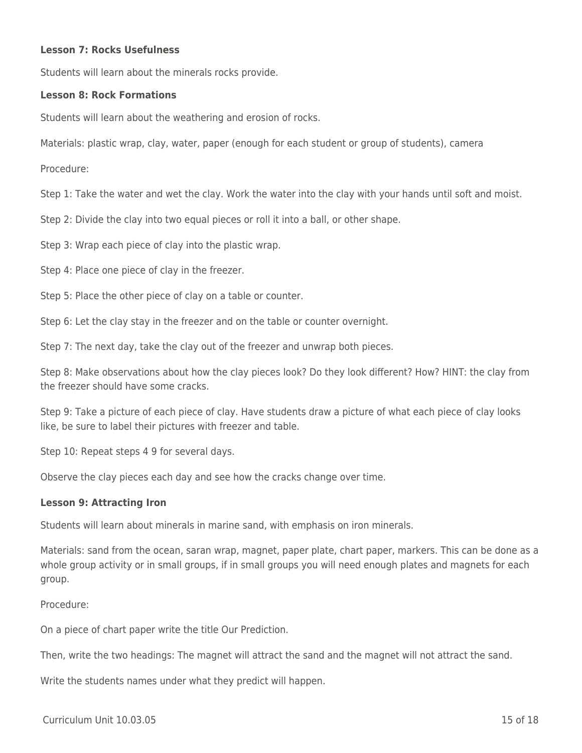**Lesson 7: Rocks Usefulness**

Students will learn about the minerals rocks provide.

**Lesson 8: Rock Formations**

Students will learn about the weathering and erosion of rocks.

Materials: plastic wrap, clay, water, paper (enough for each student or group of students), camera

Procedure:

Step 1: Take the water and wet the clay. Work the water into the clay with your hands until soft and moist.

Step 2: Divide the clay into two equal pieces or roll it into a ball, or other shape.

Step 3: Wrap each piece of clay into the plastic wrap.

Step 4: Place one piece of clay in the freezer.

Step 5: Place the other piece of clay on a table or counter.

Step 6: Let the clay stay in the freezer and on the table or counter overnight.

Step 7: The next day, take the clay out of the freezer and unwrap both pieces.

Step 8: Make observations about how the clay pieces look? Do they look different? How? HINT: the clay from the freezer should have some cracks.

Step 9: Take a picture of each piece of clay. Have students draw a picture of what each piece of clay looks like, be sure to label their pictures with freezer and table.

Step 10: Repeat steps 4 9 for several days.

Observe the clay pieces each day and see how the cracks change over time.

**Lesson 9: Attracting Iron**

Students will learn about minerals in marine sand, with emphasis on iron minerals.

Materials: sand from the ocean, saran wrap, magnet, paper plate, chart paper, markers. This can be done as a whole group activity or in small groups, if in small groups you will need enough plates and magnets for each group.

Procedure:

On a piece of chart paper write the title Our Prediction.

Then, write the two headings: The magnet will attract the sand and the magnet will not attract the sand.

Write the students names under what they predict will happen.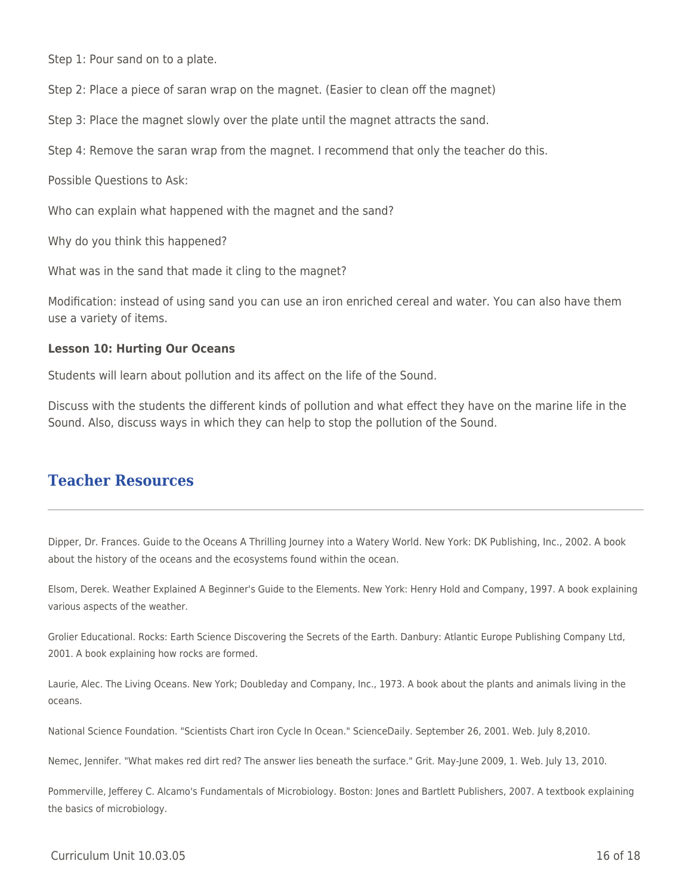Step 1: Pour sand on to a plate.

Step 2: Place a piece of saran wrap on the magnet. (Easier to clean off the magnet)

Step 3: Place the magnet slowly over the plate until the magnet attracts the sand.

Step 4: Remove the saran wrap from the magnet. I recommend that only the teacher do this.

Possible Questions to Ask:

Who can explain what happened with the magnet and the sand?

Why do you think this happened?

What was in the sand that made it cling to the magnet?

Modification: instead of using sand you can use an iron enriched cereal and water. You can also have them use a variety of items.

**Lesson 10: Hurting Our Oceans**

Students will learn about pollution and its affect on the life of the Sound.

Discuss with the students the different kinds of pollution and what effect they have on the marine life in the Sound. Also, discuss ways in which they can help to stop the pollution of the Sound.

## Teacher Resources

Dipper, Dr. Frances. Guide to the Oceans A Thrilling Journey into a Watery World. New York: DK Publishing, Inc., 2002. A book about the history of the oceans and the ecosystems found within the ocean.

Elsom, Derek. Weather Explained A Beginner's Guide to the Elements. New York: Henry Hold and Company, 1997. A book explaining various aspects of the weather.

Grolier Educational. Rocks: Earth Science Discovering the Secrets of the Earth. Danbury: Atlantic Europe Publishing Company Ltd, 2001. A book explaining how rocks are formed.

Laurie, Alec. The Living Oceans. New York; Doubleday and Company, Inc., 1973. A book about the plants and animals living in the oceans.

National Science Foundation. "Scientists Chart iron Cycle In Ocean." ScienceDaily. September 26, 2001. Web. July 8,2010.

Nemec, Jennifer. "What makes red dirt red? The answer lies beneath the surface." Grit. May-June 2009, 1. Web. July 13, 2010.

Pommerville, Jefferey C. Alcamo's Fundamentals of Microbiology. Boston: Jones and Bartlett Publishers, 2007. A textbook explaining the basics of microbiology.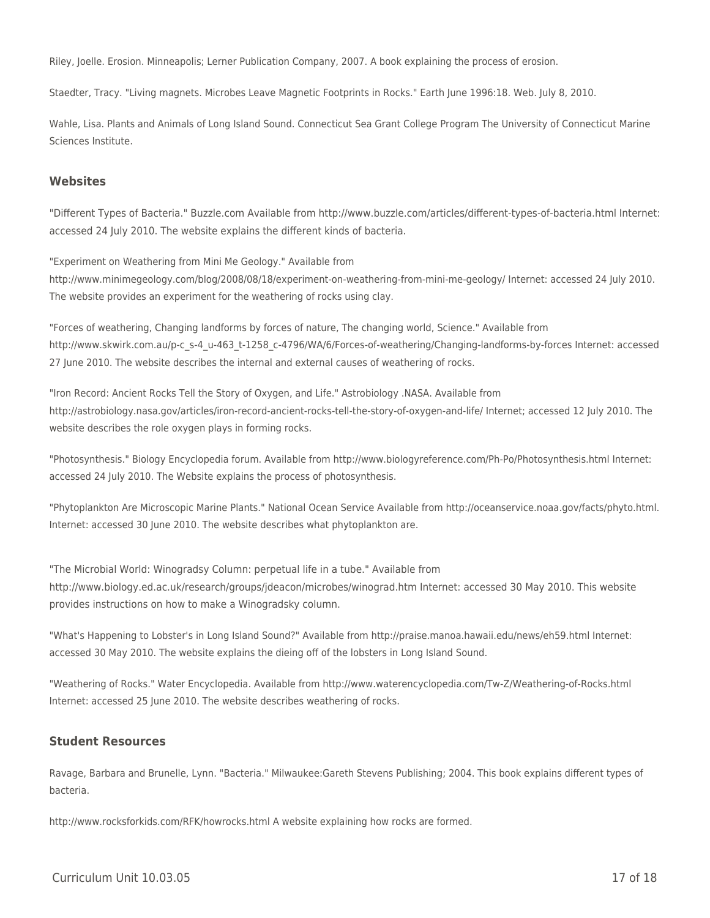Riley, Joelle. Erosion. Minneapolis; Lerner Publication Company, 2007. A book explaining the process of erosion.

Staedter, Tracy. "Living magnets. Microbes Leave Magnetic Footprints in Rocks." Earth June 1996:18. Web. July 8, 2010.

Wahle, Lisa. Plants and Animals of Long Island Sound. Connecticut Sea Grant College Program The University of Connecticut Marine Sciences Institute.

### Websites

"Different Types of Bacteria." Buzzle.com Available from http://www.buzzle.com/articles/different-types-of-bacteria.html Internet: accessed 24 July 2010. The website explains the different kinds of bacteria.

"Experiment on Weathering from Mini Me Geology." Available from http://www.minimegeology.com/blog/2008/08/18/experiment-on-weathering-from-mini-me-geology/ Internet: accessed 24 July 2010. The website provides an experiment for the weathering of rocks using clay.

"Forces of weathering, Changing landforms by forces of nature, The changing world, Science." Available from http://www.skwirk.com.au/p-c_s-4_u-463_t-1258_c-4796/WA/6/Forces-of-weathering/Changing-landforms-by-forces Internet: accessed 27 June 2010. The website describes the internal and external causes of weathering of rocks.

"Iron Record: Ancient Rocks Tell the Story of Oxygen, and Life." Astrobiology .NASA. Available from http://astrobiology.nasa.gov/articles/iron-record-ancient-rocks-tell-the-story-of-oxygen-and-life/ Internet; accessed 12 July 2010. The website describes the role oxygen plays in forming rocks.

"Photosynthesis." Biology Encyclopedia forum. Available from http://www.biologyreference.com/Ph-Po/Photosynthesis.html Internet: accessed 24 July 2010. The Website explains the process of photosynthesis.

"Phytoplankton Are Microscopic Marine Plants." National Ocean Service Available from http://oceanservice.noaa.gov/facts/phyto.html. Internet: accessed 30 June 2010. The website describes what phytoplankton are.

"The Microbial World: Winogradsy Column: perpetual life in a tube." Available from http://www.biology.ed.ac.uk/research/groups/jdeacon/microbes/winograd.htm Internet: accessed 30 May 2010. This website provides instructions on how to make a Winogradsky column.

"What's Happening to Lobster's in Long Island Sound?" Available from http://praise.manoa.hawaii.edu/news/eh59.html Internet: accessed 30 May 2010. The website explains the dieing off of the lobsters in Long Island Sound.

"Weathering of Rocks." Water Encyclopedia. Available from http://www.waterencyclopedia.com/Tw-Z/Weathering-of-Rocks.html Internet: accessed 25 June 2010. The website describes weathering of rocks.

### Student Resources

Ravage, Barbara and Brunelle, Lynn. "Bacteria." Milwaukee:Gareth Stevens Publishing; 2004. This book explains different types of bacteria.

http://www.rocksforkids.com/RFK/howrocks.html A website explaining how rocks are formed.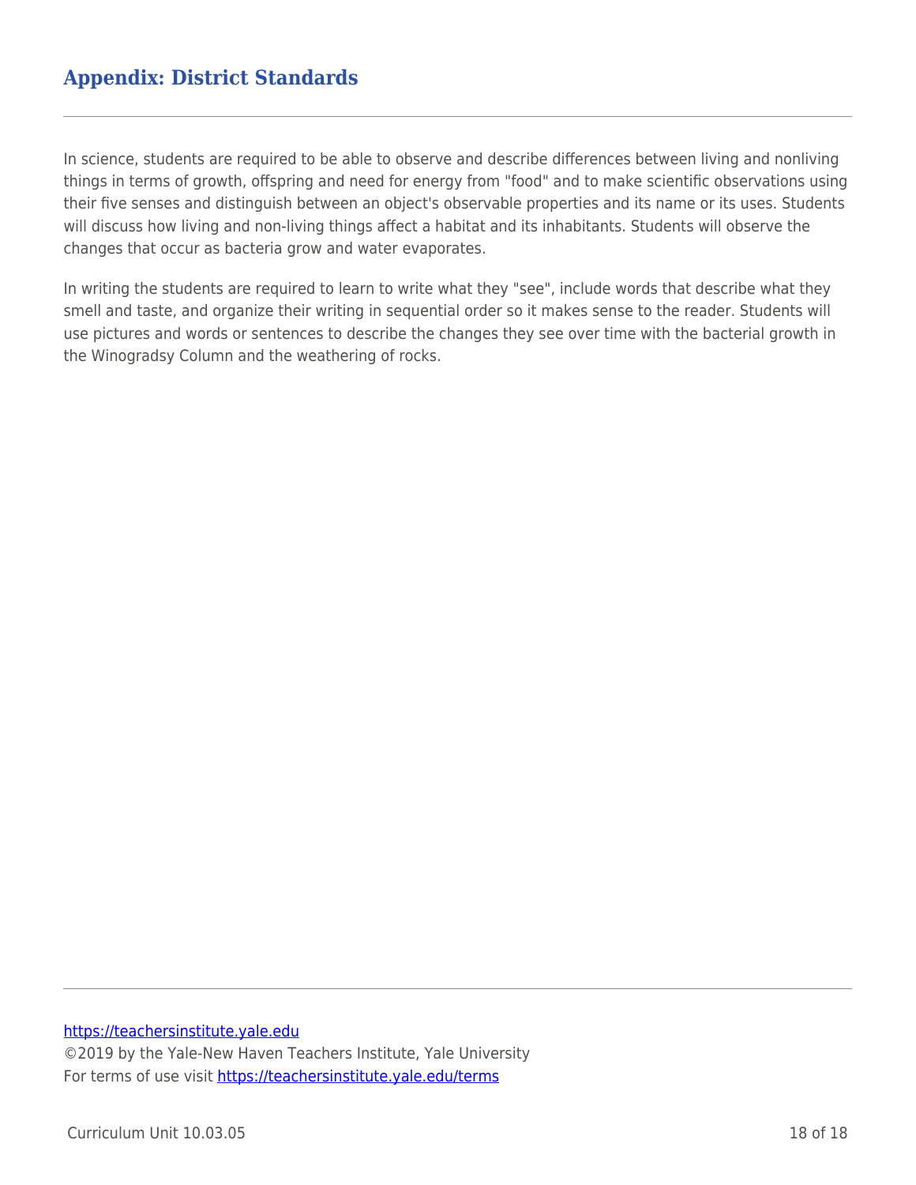## Appendix: District Standards

In science, students are required to be able to observe and describe differences between living and nonliving things in terms of growth, offspring and need for energy from "food" and to make scientific observations using their five senses and distinguish between an object's observable properties and its name or its uses. Students will discuss how living and non-living things affect a habitat and its inhabitants. Students will observe the changes that occur as bacteria grow and water evaporates.

In writing the students are required to learn to write what they "see", include words that describe what they smell and taste, and organize their writing in sequential order so it makes sense to the reader. Students will use pictures and words or sentences to describe the changes they see over time with the bacterial growth in the Winogradsy Column and the weathering of rocks.

https://teachersinstitute.yale.edu
©2019 by the Yale-New Haven Teachers Institute, Yale University
For terms of use visit https://teachersinstitute.yale.edu/terms